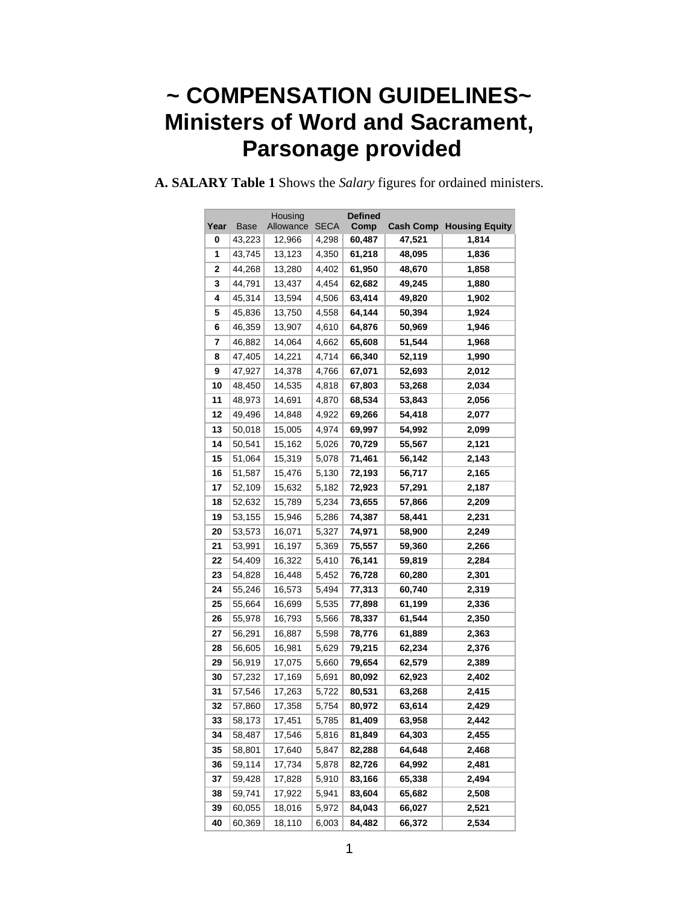# ~ COMPENSATION GUIDELINES~
# Ministers of Word and Sacrament, Parsonage provided

**A. SALARY Table 1** Shows the *Salary* figures for ordained ministers.

| Year | Base | Housing Allowance | SECA | Defined Comp | Cash Comp | Housing Equity |
|---|---|---|---|---|---|---|
| **0** | 43,223 | 12,966 | 4,298 | **60,487** | **47,521** | **1,814** |
| **1** | 43,745 | 13,123 | 4,350 | **61,218** | **48,095** | **1,836** |
| **2** | 44,268 | 13,280 | 4,402 | **61,950** | **48,670** | **1,858** |
| **3** | 44,791 | 13,437 | 4,454 | **62,682** | **49,245** | **1,880** |
| **4** | 45,314 | 13,594 | 4,506 | **63,414** | **49,820** | **1,902** |
| **5** | 45,836 | 13,750 | 4,558 | **64,144** | **50,394** | **1,924** |
| **6** | 46,359 | 13,907 | 4,610 | **64,876** | **50,969** | **1,946** |
| **7** | 46,882 | 14,064 | 4,662 | **65,608** | **51,544** | **1,968** |
| **8** | 47,405 | 14,221 | 4,714 | **66,340** | **52,119** | **1,990** |
| **9** | 47,927 | 14,378 | 4,766 | **67,071** | **52,693** | **2,012** |
| **10** | 48,450 | 14,535 | 4,818 | **67,803** | **53,268** | **2,034** |
| **11** | 48,973 | 14,691 | 4,870 | **68,534** | **53,843** | **2,056** |
| **12** | 49,496 | 14,848 | 4,922 | **69,266** | **54,418** | **2,077** |
| **13** | 50,018 | 15,005 | 4,974 | **69,997** | **54,992** | **2,099** |
| **14** | 50,541 | 15,162 | 5,026 | **70,729** | **55,567** | **2,121** |
| **15** | 51,064 | 15,319 | 5,078 | **71,461** | **56,142** | **2,143** |
| **16** | 51,587 | 15,476 | 5,130 | **72,193** | **56,717** | **2,165** |
| **17** | 52,109 | 15,632 | 5,182 | **72,923** | **57,291** | **2,187** |
| **18** | 52,632 | 15,789 | 5,234 | **73,655** | **57,866** | **2,209** |
| **19** | 53,155 | 15,946 | 5,286 | **74,387** | **58,441** | **2,231** |
| **20** | 53,573 | 16,071 | 5,327 | **74,971** | **58,900** | **2,249** |
| **21** | 53,991 | 16,197 | 5,369 | **75,557** | **59,360** | **2,266** |
| **22** | 54,409 | 16,322 | 5,410 | **76,141** | **59,819** | **2,284** |
| **23** | 54,828 | 16,448 | 5,452 | **76,728** | **60,280** | **2,301** |
| **24** | 55,246 | 16,573 | 5,494 | **77,313** | **60,740** | **2,319** |
| **25** | 55,664 | 16,699 | 5,535 | **77,898** | **61,199** | **2,336** |
| **26** | 55,978 | 16,793 | 5,566 | **78,337** | **61,544** | **2,350** |
| **27** | 56,291 | 16,887 | 5,598 | **78,776** | **61,889** | **2,363** |
| **28** | 56,605 | 16,981 | 5,629 | **79,215** | **62,234** | **2,376** |
| **29** | 56,919 | 17,075 | 5,660 | **79,654** | **62,579** | **2,389** |
| **30** | 57,232 | 17,169 | 5,691 | **80,092** | **62,923** | **2,402** |
| **31** | 57,546 | 17,263 | 5,722 | **80,531** | **63,268** | **2,415** |
| **32** | 57,860 | 17,358 | 5,754 | **80,972** | **63,614** | **2,429** |
| **33** | 58,173 | 17,451 | 5,785 | **81,409** | **63,958** | **2,442** |
| **34** | 58,487 | 17,546 | 5,816 | **81,849** | **64,303** | **2,455** |
| **35** | 58,801 | 17,640 | 5,847 | **82,288** | **64,648** | **2,468** |
| **36** | 59,114 | 17,734 | 5,878 | **82,726** | **64,992** | **2,481** |
| **37** | 59,428 | 17,828 | 5,910 | **83,166** | **65,338** | **2,494** |
| **38** | 59,741 | 17,922 | 5,941 | **83,604** | **65,682** | **2,508** |
| **39** | 60,055 | 18,016 | 5,972 | **84,043** | **66,027** | **2,521** |
| **40** | 60,369 | 18,110 | 6,003 | **84,482** | **66,372** | **2,534** |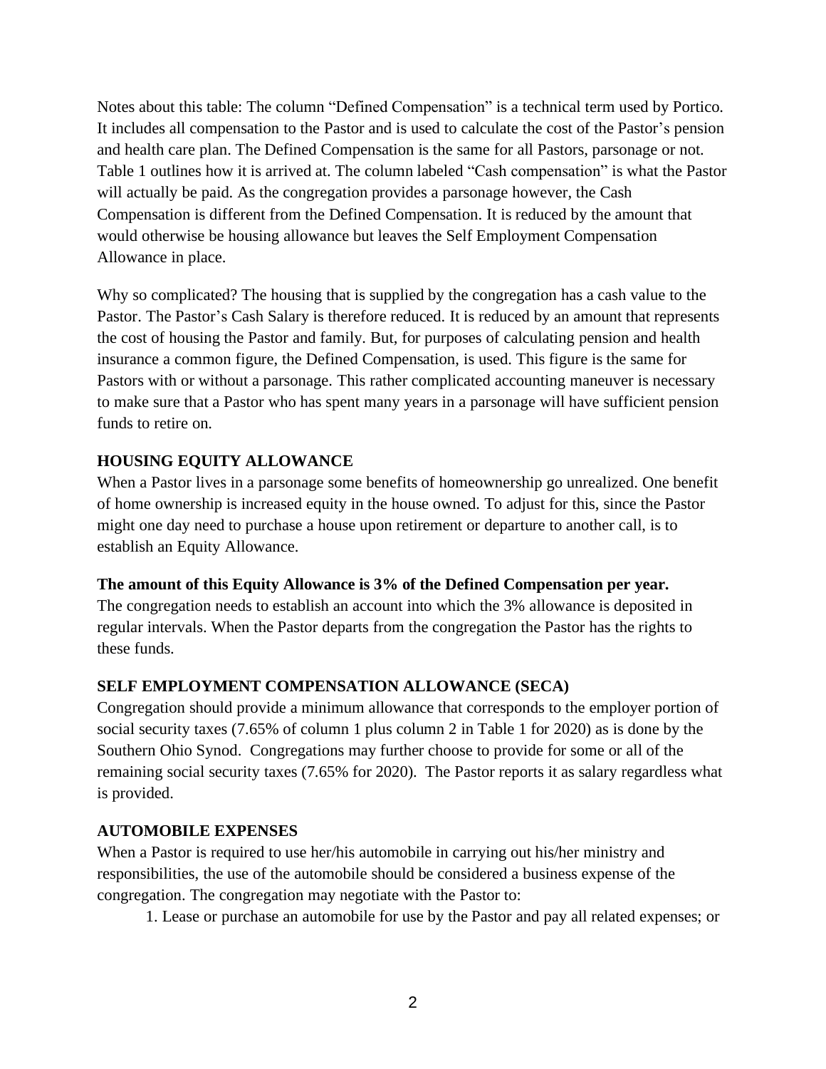Notes about this table: The column "Defined Compensation" is a technical term used by Portico. It includes all compensation to the Pastor and is used to calculate the cost of the Pastor's pension and health care plan. The Defined Compensation is the same for all Pastors, parsonage or not. Table 1 outlines how it is arrived at. The column labeled "Cash compensation" is what the Pastor will actually be paid. As the congregation provides a parsonage however, the Cash Compensation is different from the Defined Compensation. It is reduced by the amount that would otherwise be housing allowance but leaves the Self Employment Compensation Allowance in place.

Why so complicated? The housing that is supplied by the congregation has a cash value to the Pastor. The Pastor's Cash Salary is therefore reduced. It is reduced by an amount that represents the cost of housing the Pastor and family. But, for purposes of calculating pension and health insurance a common figure, the Defined Compensation, is used. This figure is the same for Pastors with or without a parsonage. This rather complicated accounting maneuver is necessary to make sure that a Pastor who has spent many years in a parsonage will have sufficient pension funds to retire on.

**HOUSING EQUITY ALLOWANCE**

When a Pastor lives in a parsonage some benefits of homeownership go unrealized. One benefit of home ownership is increased equity in the house owned. To adjust for this, since the Pastor might one day need to purchase a house upon retirement or departure to another call, is to establish an Equity Allowance.

**The amount of this Equity Allowance is 3% of the Defined Compensation per year.**
The congregation needs to establish an account into which the 3% allowance is deposited in regular intervals. When the Pastor departs from the congregation the Pastor has the rights to these funds.

**SELF EMPLOYMENT COMPENSATION ALLOWANCE (SECA)**

Congregation should provide a minimum allowance that corresponds to the employer portion of social security taxes (7.65% of column 1 plus column 2 in Table 1 for 2020) as is done by the Southern Ohio Synod. Congregations may further choose to provide for some or all of the remaining social security taxes (7.65% for 2020). The Pastor reports it as salary regardless what is provided.

**AUTOMOBILE EXPENSES**

When a Pastor is required to use her/his automobile in carrying out his/her ministry and responsibilities, the use of the automobile should be considered a business expense of the congregation. The congregation may negotiate with the Pastor to:

1. Lease or purchase an automobile for use by the Pastor and pay all related expenses; or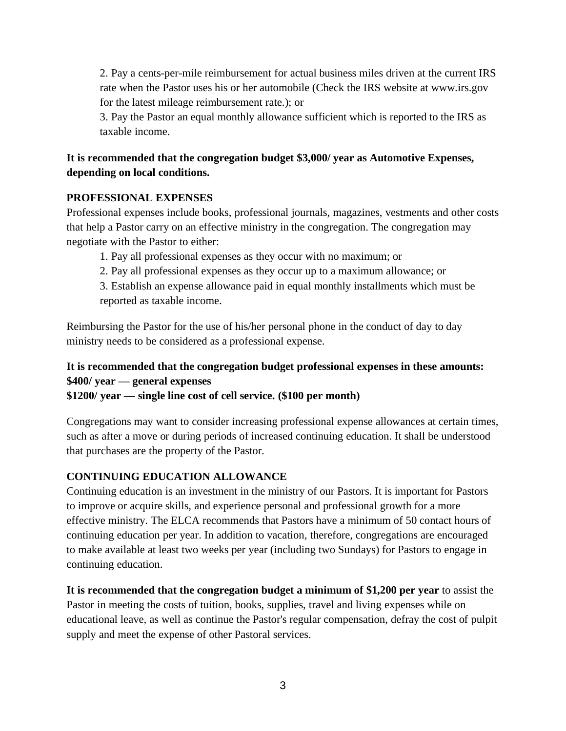2. Pay a cents-per-mile reimbursement for actual business miles driven at the current IRS rate when the Pastor uses his or her automobile (Check the IRS website at www.irs.gov for the latest mileage reimbursement rate.); or

3. Pay the Pastor an equal monthly allowance sufficient which is reported to the IRS as taxable income.

**It is recommended that the congregation budget $3,000/ year as Automotive Expenses, depending on local conditions.**

**PROFESSIONAL EXPENSES**

Professional expenses include books, professional journals, magazines, vestments and other costs that help a Pastor carry on an effective ministry in the congregation. The congregation may negotiate with the Pastor to either:

1. Pay all professional expenses as they occur with no maximum; or
2. Pay all professional expenses as they occur up to a maximum allowance; or
3. Establish an expense allowance paid in equal monthly installments which must be reported as taxable income.

Reimbursing the Pastor for the use of his/her personal phone in the conduct of day to day ministry needs to be considered as a professional expense.

**It is recommended that the congregation budget professional expenses in these amounts:**
**$400/ year — general expenses**
**$1200/ year — single line cost of cell service. ($100 per month)**

Congregations may want to consider increasing professional expense allowances at certain times, such as after a move or during periods of increased continuing education. It shall be understood that purchases are the property of the Pastor.

**CONTINUING EDUCATION ALLOWANCE**

Continuing education is an investment in the ministry of our Pastors. It is important for Pastors to improve or acquire skills, and experience personal and professional growth for a more effective ministry. The ELCA recommends that Pastors have a minimum of 50 contact hours of continuing education per year. In addition to vacation, therefore, congregations are encouraged to make available at least two weeks per year (including two Sundays) for Pastors to engage in continuing education.

**It is recommended that the congregation budget a minimum of $1,200 per year** to assist the Pastor in meeting the costs of tuition, books, supplies, travel and living expenses while on educational leave, as well as continue the Pastor's regular compensation, defray the cost of pulpit supply and meet the expense of other Pastoral services.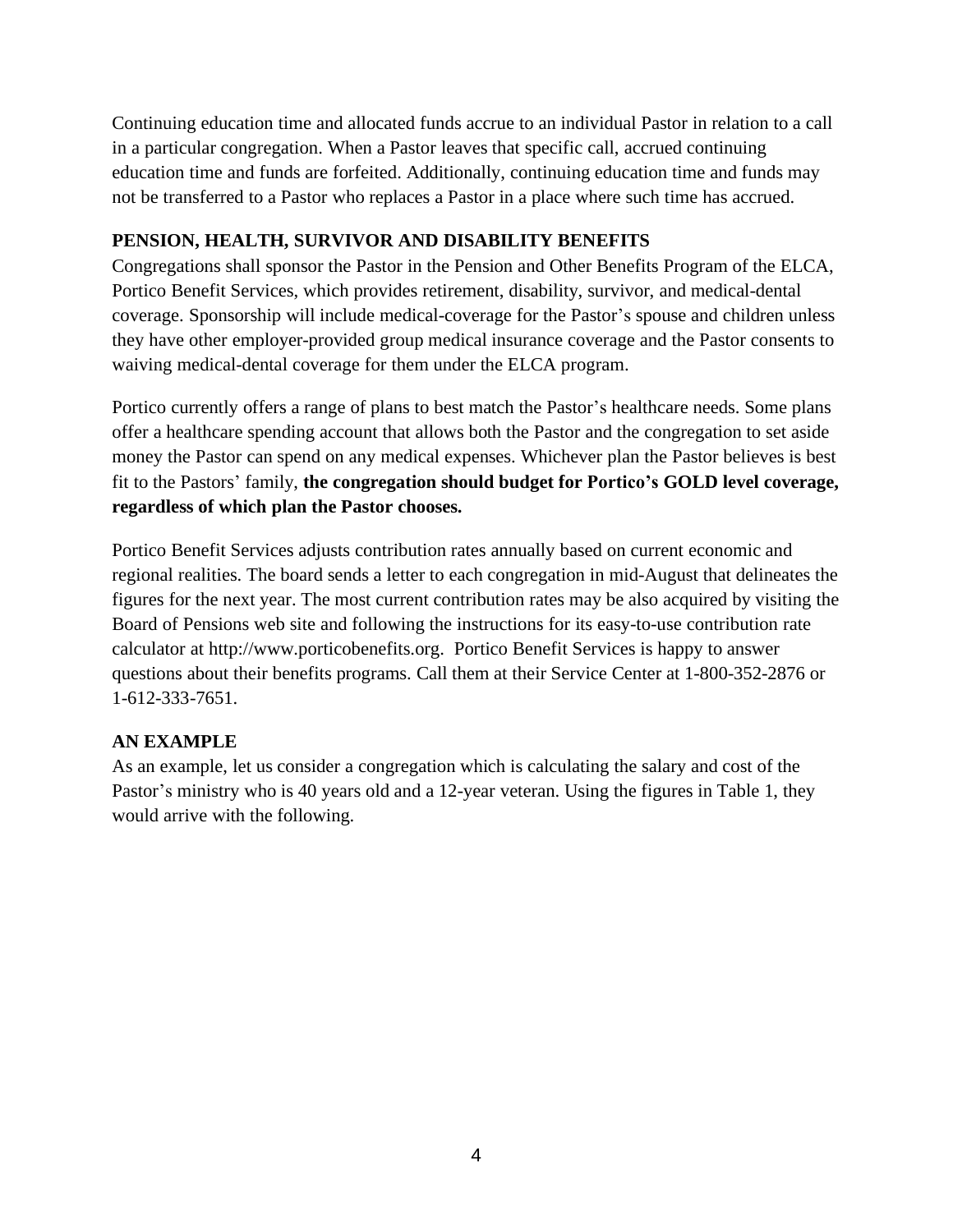Continuing education time and allocated funds accrue to an individual Pastor in relation to a call in a particular congregation. When a Pastor leaves that specific call, accrued continuing education time and funds are forfeited. Additionally, continuing education time and funds may not be transferred to a Pastor who replaces a Pastor in a place where such time has accrued.

**PENSION, HEALTH, SURVIVOR AND DISABILITY BENEFITS**

Congregations shall sponsor the Pastor in the Pension and Other Benefits Program of the ELCA, Portico Benefit Services, which provides retirement, disability, survivor, and medical-dental coverage. Sponsorship will include medical-coverage for the Pastor's spouse and children unless they have other employer-provided group medical insurance coverage and the Pastor consents to waiving medical-dental coverage for them under the ELCA program.

Portico currently offers a range of plans to best match the Pastor's healthcare needs. Some plans offer a healthcare spending account that allows both the Pastor and the congregation to set aside money the Pastor can spend on any medical expenses. Whichever plan the Pastor believes is best fit to the Pastors' family, **the congregation should budget for Portico's GOLD level coverage, regardless of which plan the Pastor chooses.**

Portico Benefit Services adjusts contribution rates annually based on current economic and regional realities. The board sends a letter to each congregation in mid-August that delineates the figures for the next year. The most current contribution rates may be also acquired by visiting the Board of Pensions web site and following the instructions for its easy-to-use contribution rate calculator at http://www.porticobenefits.org. Portico Benefit Services is happy to answer questions about their benefits programs. Call them at their Service Center at 1-800-352-2876 or 1-612-333-7651.

**AN EXAMPLE**

As an example, let us consider a congregation which is calculating the salary and cost of the Pastor's ministry who is 40 years old and a 12-year veteran. Using the figures in Table 1, they would arrive with the following.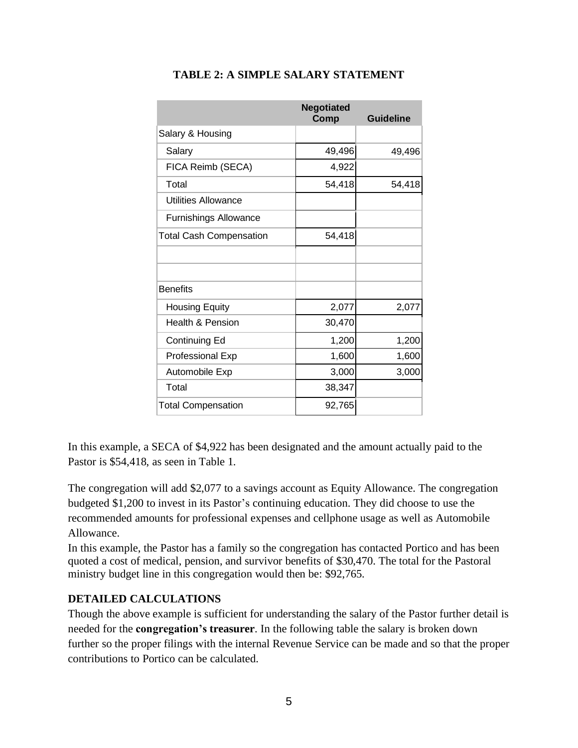**TABLE 2: A SIMPLE SALARY STATEMENT**

| | Negotiated Comp | Guideline |
|---|---|---|
| Salary & Housing | | |
| Salary | 49,496 | 49,496 |
| FICA Reimb (SECA) | 4,922 | |
| Total | 54,418 | 54,418 |
| Utilities Allowance | | |
| Furnishings Allowance | | |
| Total Cash Compensation | 54,418 | |
| | | |
| | | |
| Benefits | | |
| Housing Equity | 2,077 | 2,077 |
| Health & Pension | 30,470 | |
| Continuing Ed | 1,200 | 1,200 |
| Professional Exp | 1,600 | 1,600 |
| Automobile Exp | 3,000 | 3,000 |
| Total | 38,347 | |
| Total Compensation | 92,765 | |

In this example, a SECA of $4,922 has been designated and the amount actually paid to the Pastor is $54,418, as seen in Table 1.

The congregation will add $2,077 to a savings account as Equity Allowance. The congregation budgeted $1,200 to invest in its Pastor's continuing education. They did choose to use the recommended amounts for professional expenses and cellphone usage as well as Automobile Allowance.

In this example, the Pastor has a family so the congregation has contacted Portico and has been quoted a cost of medical, pension, and survivor benefits of $30,470. The total for the Pastoral ministry budget line in this congregation would then be: $92,765.

**DETAILED CALCULATIONS**

Though the above example is sufficient for understanding the salary of the Pastor further detail is needed for the **congregation's treasurer**. In the following table the salary is broken down further so the proper filings with the internal Revenue Service can be made and so that the proper contributions to Portico can be calculated.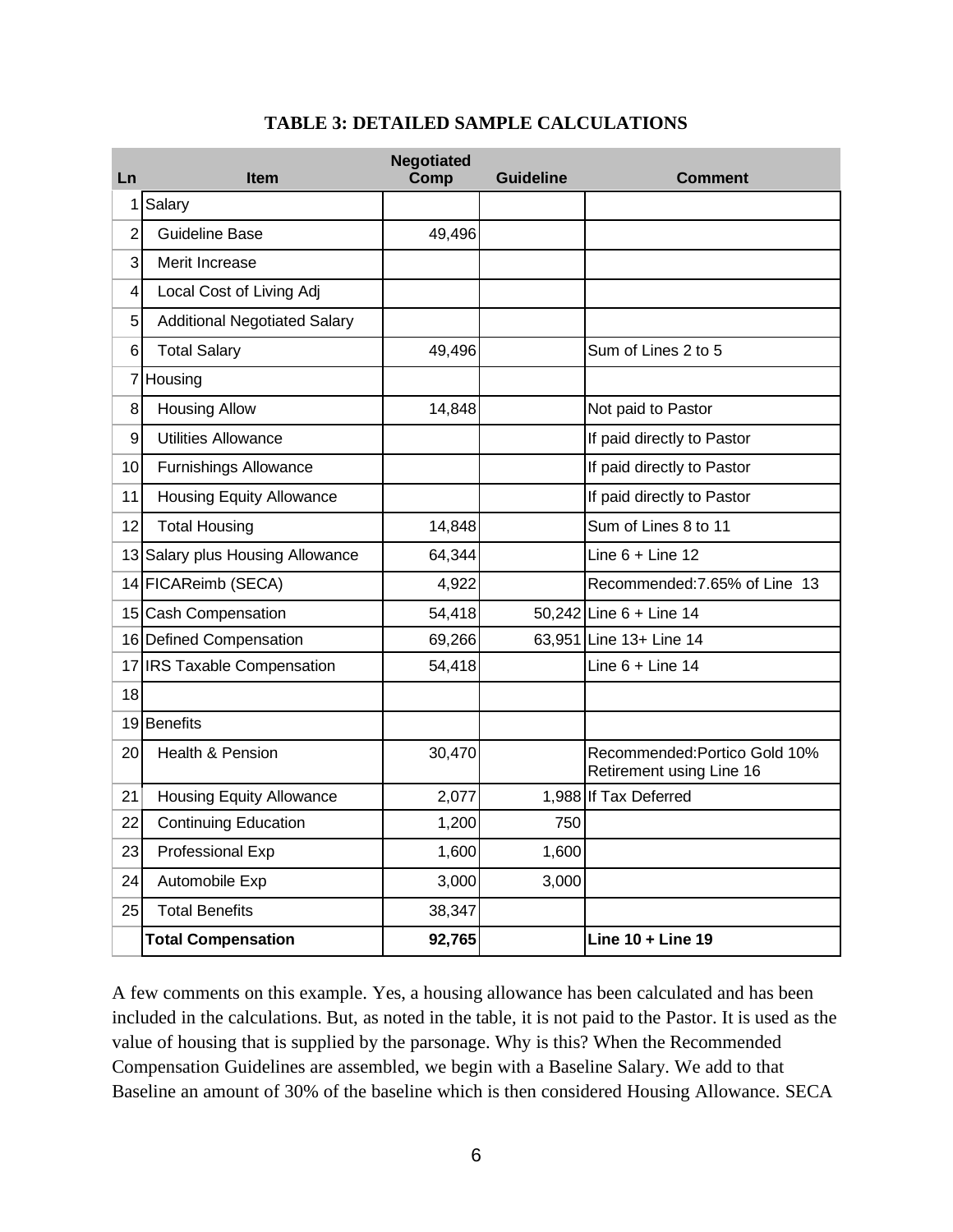**TABLE 3: DETAILED SAMPLE CALCULATIONS**

| Ln | Item | Negotiated Comp | Guideline | Comment |
|---|---|---|---|---|
| 1 | Salary | | | |
| 2 | Guideline Base | 49,496 | | |
| 3 | Merit Increase | | | |
| 4 | Local Cost of Living Adj | | | |
| 5 | Additional Negotiated Salary | | | |
| 6 | Total Salary | 49,496 | | Sum of Lines 2 to 5 |
| 7 | Housing | | | |
| 8 | Housing Allow | 14,848 | | Not paid to Pastor |
| 9 | Utilities Allowance | | | If paid directly to Pastor |
| 10 | Furnishings Allowance | | | If paid directly to Pastor |
| 11 | Housing Equity Allowance | | | If paid directly to Pastor |
| 12 | Total Housing | 14,848 | | Sum of Lines 8 to 11 |
| 13 | Salary plus Housing Allowance | 64,344 | | Line 6 + Line 12 |
| 14 | FICAReimb (SECA) | 4,922 | | Recommended:7.65% of Line 13 |
| 15 | Cash Compensation | 54,418 | 50,242 | Line 6 + Line 14 |
| 16 | Defined Compensation | 69,266 | 63,951 | Line 13+ Line 14 |
| 17 | IRS Taxable Compensation | 54,418 | | Line 6 + Line 14 |
| 18 | | | | |
| 19 | Benefits | | | |
| 20 | Health & Pension | 30,470 | | Recommended:Portico Gold 10% Retirement using Line 16 |
| 21 | Housing Equity Allowance | 2,077 | 1,988 | If Tax Deferred |
| 22 | Continuing Education | 1,200 | 750 | |
| 23 | Professional Exp | 1,600 | 1,600 | |
| 24 | Automobile Exp | 3,000 | 3,000 | |
| 25 | Total Benefits | 38,347 | | |
| | **Total Compensation** | **92,765** | | **Line 10 + Line 19** |

A few comments on this example. Yes, a housing allowance has been calculated and has been included in the calculations. But, as noted in the table, it is not paid to the Pastor. It is used as the value of housing that is supplied by the parsonage. Why is this? When the Recommended Compensation Guidelines are assembled, we begin with a Baseline Salary. We add to that Baseline an amount of 30% of the baseline which is then considered Housing Allowance. SECA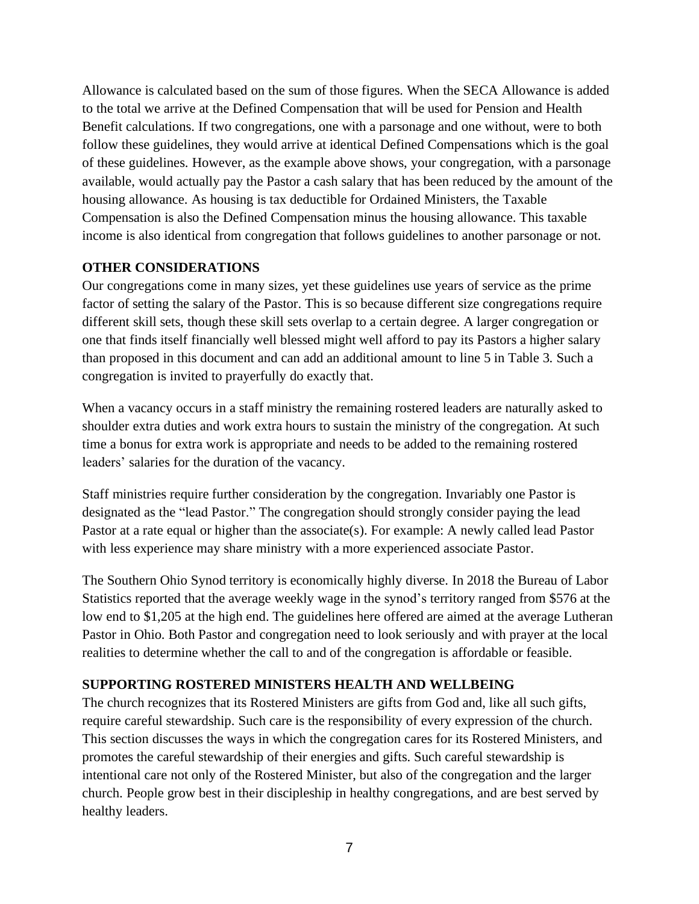Allowance is calculated based on the sum of those figures. When the SECA Allowance is added to the total we arrive at the Defined Compensation that will be used for Pension and Health Benefit calculations. If two congregations, one with a parsonage and one without, were to both follow these guidelines, they would arrive at identical Defined Compensations which is the goal of these guidelines. However, as the example above shows, your congregation, with a parsonage available, would actually pay the Pastor a cash salary that has been reduced by the amount of the housing allowance. As housing is tax deductible for Ordained Ministers, the Taxable Compensation is also the Defined Compensation minus the housing allowance. This taxable income is also identical from congregation that follows guidelines to another parsonage or not.

## OTHER CONSIDERATIONS

Our congregations come in many sizes, yet these guidelines use years of service as the prime factor of setting the salary of the Pastor. This is so because different size congregations require different skill sets, though these skill sets overlap to a certain degree. A larger congregation or one that finds itself financially well blessed might well afford to pay its Pastors a higher salary than proposed in this document and can add an additional amount to line 5 in Table 3. Such a congregation is invited to prayerfully do exactly that.

When a vacancy occurs in a staff ministry the remaining rostered leaders are naturally asked to shoulder extra duties and work extra hours to sustain the ministry of the congregation. At such time a bonus for extra work is appropriate and needs to be added to the remaining rostered leaders' salaries for the duration of the vacancy.

Staff ministries require further consideration by the congregation. Invariably one Pastor is designated as the "lead Pastor." The congregation should strongly consider paying the lead Pastor at a rate equal or higher than the associate(s). For example: A newly called lead Pastor with less experience may share ministry with a more experienced associate Pastor.

The Southern Ohio Synod territory is economically highly diverse. In 2018 the Bureau of Labor Statistics reported that the average weekly wage in the synod's territory ranged from $576 at the low end to $1,205 at the high end. The guidelines here offered are aimed at the average Lutheran Pastor in Ohio. Both Pastor and congregation need to look seriously and with prayer at the local realities to determine whether the call to and of the congregation is affordable or feasible.

## SUPPORTING ROSTERED MINISTERS HEALTH AND WELLBEING

The church recognizes that its Rostered Ministers are gifts from God and, like all such gifts, require careful stewardship. Such care is the responsibility of every expression of the church. This section discusses the ways in which the congregation cares for its Rostered Ministers, and promotes the careful stewardship of their energies and gifts. Such careful stewardship is intentional care not only of the Rostered Minister, but also of the congregation and the larger church. People grow best in their discipleship in healthy congregations, and are best served by healthy leaders.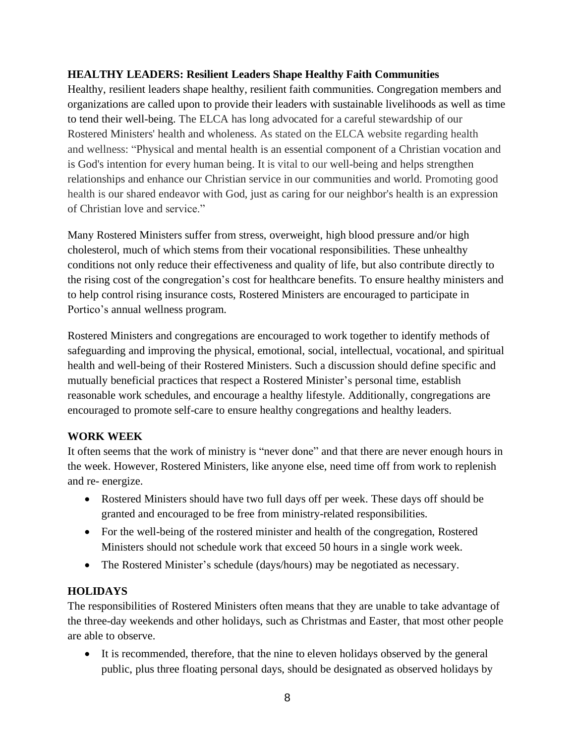**HEALTHY LEADERS: Resilient Leaders Shape Healthy Faith Communities**

Healthy, resilient leaders shape healthy, resilient faith communities. Congregation members and organizations are called upon to provide their leaders with sustainable livelihoods as well as time to tend their well-being. The ELCA has long advocated for a careful stewardship of our Rostered Ministers' health and wholeness. As stated on the ELCA website regarding health and wellness: "Physical and mental health is an essential component of a Christian vocation and is God's intention for every human being. It is vital to our well-being and helps strengthen relationships and enhance our Christian service in our communities and world. Promoting good health is our shared endeavor with God, just as caring for our neighbor's health is an expression of Christian love and service."

Many Rostered Ministers suffer from stress, overweight, high blood pressure and/or high cholesterol, much of which stems from their vocational responsibilities. These unhealthy conditions not only reduce their effectiveness and quality of life, but also contribute directly to the rising cost of the congregation's cost for healthcare benefits. To ensure healthy ministers and to help control rising insurance costs, Rostered Ministers are encouraged to participate in Portico's annual wellness program.

Rostered Ministers and congregations are encouraged to work together to identify methods of safeguarding and improving the physical, emotional, social, intellectual, vocational, and spiritual health and well-being of their Rostered Ministers. Such a discussion should define specific and mutually beneficial practices that respect a Rostered Minister's personal time, establish reasonable work schedules, and encourage a healthy lifestyle. Additionally, congregations are encouraged to promote self-care to ensure healthy congregations and healthy leaders.

**WORK WEEK**

It often seems that the work of ministry is "never done" and that there are never enough hours in the week. However, Rostered Ministers, like anyone else, need time off from work to replenish and re- energize.

- Rostered Ministers should have two full days off per week. These days off should be granted and encouraged to be free from ministry-related responsibilities.
- For the well-being of the rostered minister and health of the congregation, Rostered Ministers should not schedule work that exceed 50 hours in a single work week.
- The Rostered Minister's schedule (days/hours) may be negotiated as necessary.

**HOLIDAYS**

The responsibilities of Rostered Ministers often means that they are unable to take advantage of the three-day weekends and other holidays, such as Christmas and Easter, that most other people are able to observe.

- It is recommended, therefore, that the nine to eleven holidays observed by the general public, plus three floating personal days, should be designated as observed holidays by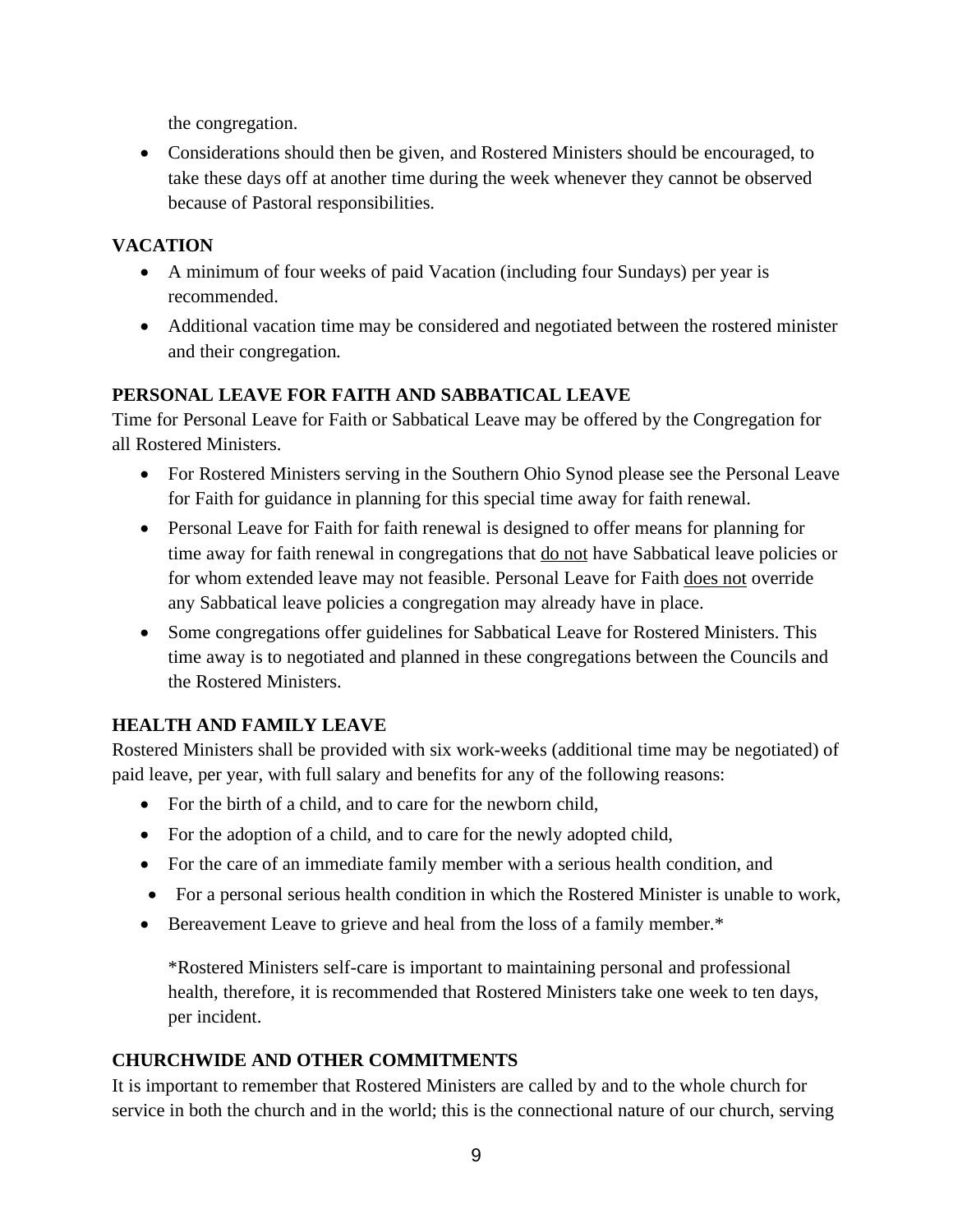the congregation.

- Considerations should then be given, and Rostered Ministers should be encouraged, to take these days off at another time during the week whenever they cannot be observed because of Pastoral responsibilities.

## VACATION

- A minimum of four weeks of paid Vacation (including four Sundays) per year is recommended.
- Additional vacation time may be considered and negotiated between the rostered minister and their congregation.

## PERSONAL LEAVE FOR FAITH AND SABBATICAL LEAVE

Time for Personal Leave for Faith or Sabbatical Leave may be offered by the Congregation for all Rostered Ministers.

- For Rostered Ministers serving in the Southern Ohio Synod please see the Personal Leave for Faith for guidance in planning for this special time away for faith renewal.
- Personal Leave for Faith for faith renewal is designed to offer means for planning for time away for faith renewal in congregations that <u>do not</u> have Sabbatical leave policies or for whom extended leave may not feasible. Personal Leave for Faith <u>does not</u> override any Sabbatical leave policies a congregation may already have in place.
- Some congregations offer guidelines for Sabbatical Leave for Rostered Ministers. This time away is to negotiated and planned in these congregations between the Councils and the Rostered Ministers.

## HEALTH AND FAMILY LEAVE

Rostered Ministers shall be provided with six work-weeks (additional time may be negotiated) of paid leave, per year, with full salary and benefits for any of the following reasons:

- For the birth of a child, and to care for the newborn child,
- For the adoption of a child, and to care for the newly adopted child,
- For the care of an immediate family member with a serious health condition, and
- For a personal serious health condition in which the Rostered Minister is unable to work,
- Bereavement Leave to grieve and heal from the loss of a family member.*

  *Rostered Ministers self-care is important to maintaining personal and professional health, therefore, it is recommended that Rostered Ministers take one week to ten days, per incident.

## CHURCHWIDE AND OTHER COMMITMENTS

It is important to remember that Rostered Ministers are called by and to the whole church for service in both the church and in the world; this is the connectional nature of our church, serving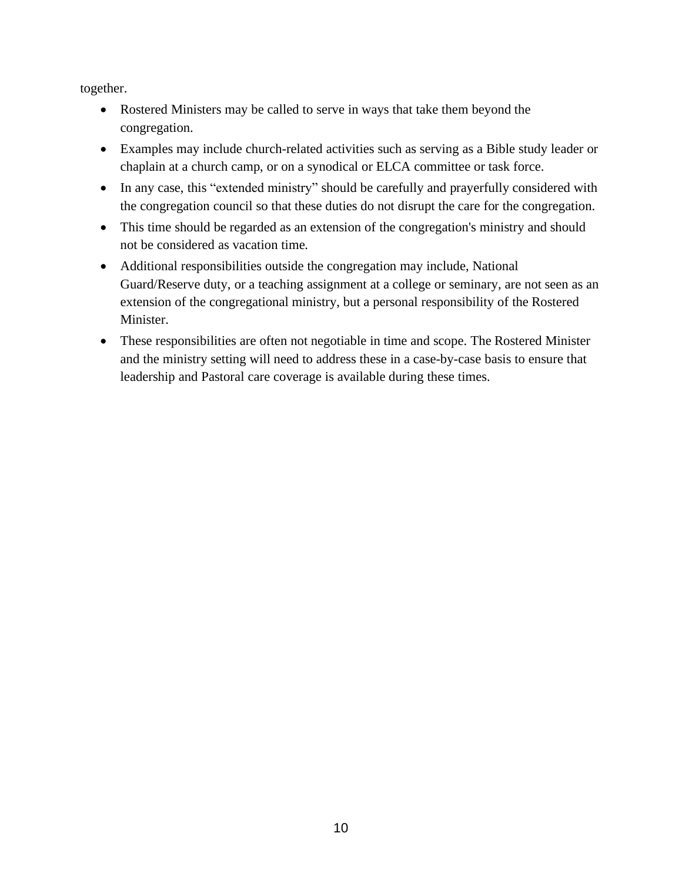together.

- Rostered Ministers may be called to serve in ways that take them beyond the congregation.
- Examples may include church-related activities such as serving as a Bible study leader or chaplain at a church camp, or on a synodical or ELCA committee or task force.
- In any case, this “extended ministry” should be carefully and prayerfully considered with the congregation council so that these duties do not disrupt the care for the congregation.
- This time should be regarded as an extension of the congregation's ministry and should not be considered as vacation time.
- Additional responsibilities outside the congregation may include, National Guard/Reserve duty, or a teaching assignment at a college or seminary, are not seen as an extension of the congregational ministry, but a personal responsibility of the Rostered Minister.
- These responsibilities are often not negotiable in time and scope. The Rostered Minister and the ministry setting will need to address these in a case-by-case basis to ensure that leadership and Pastoral care coverage is available during these times.